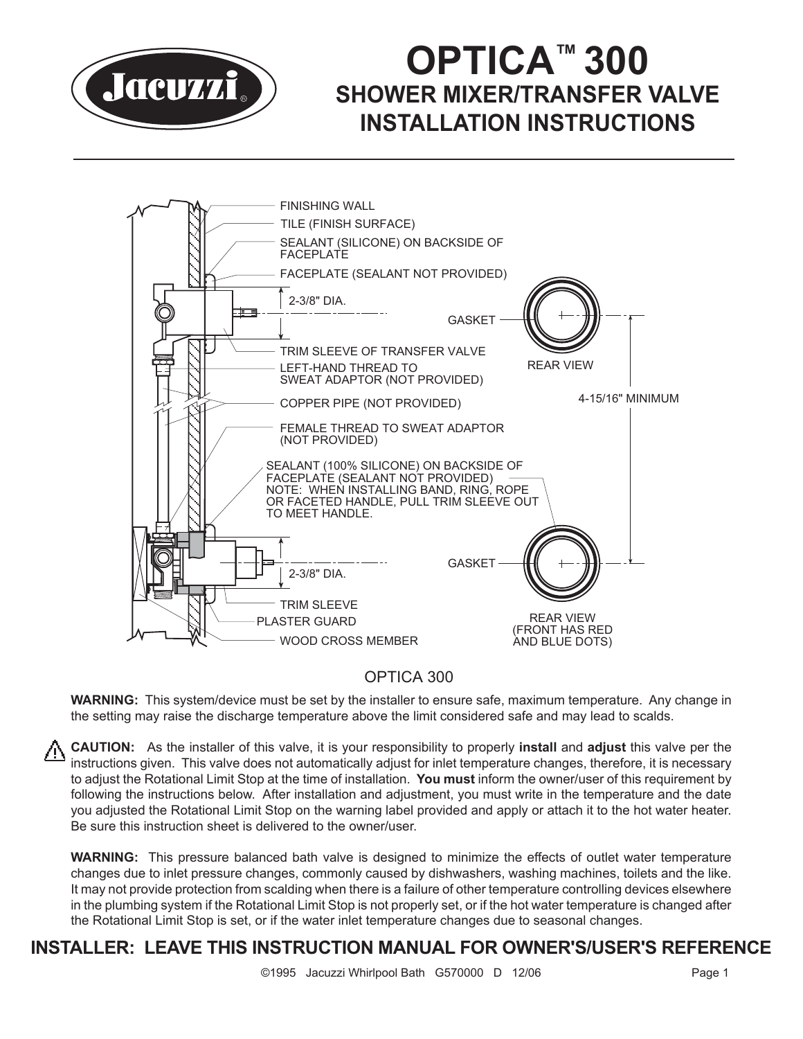# OPTICA™ 300
## SHOWER MIXER/TRANSFER VALVE
## INSTALLATION INSTRUCTIONS

FINISHING WALL

TILE (FINISH SURFACE)

SEALANT (SILICONE) ON BACKSIDE OF FACEPLATE

FACEPLATE (SEALANT NOT PROVIDED)

2-3/8" DIA.

GASKET

TRIM SLEEVE OF TRANSFER VALVE

REAR VIEW

LEFT-HAND THREAD TO SWEAT ADAPTOR (NOT PROVIDED)

COPPER PIPE (NOT PROVIDED)

4-15/16" MINIMUM

FEMALE THREAD TO SWEAT ADAPTOR (NOT PROVIDED)

SEALANT (100% SILICONE) ON BACKSIDE OF FACEPLATE (SEALANT NOT PROVIDED)
NOTE: WHEN INSTALLING BAND, RING, ROPE OR FACETED HANDLE, PULL TRIM SLEEVE OUT TO MEET HANDLE.

GASKET

2-3/8" DIA.

TRIM SLEEVE

PLASTER GUARD

WOOD CROSS MEMBER

REAR VIEW (FRONT HAS RED AND BLUE DOTS)

OPTICA 300

**WARNING:** This system/device must be set by the installer to ensure safe, maximum temperature. Any change in the setting may raise the discharge temperature above the limit considered safe and may lead to scalds.

⚠ **CAUTION:** As the installer of this valve, it is your responsibility to properly **install** and **adjust** this valve per the instructions given. This valve does not automatically adjust for inlet temperature changes, therefore, it is necessary to adjust the Rotational Limit Stop at the time of installation. **You must** inform the owner/user of this requirement by following the instructions below. After installation and adjustment, you must write in the temperature and the date you adjusted the Rotational Limit Stop on the warning label provided and apply or attach it to the hot water heater. Be sure this instruction sheet is delivered to the owner/user.

**WARNING:** This pressure balanced bath valve is designed to minimize the effects of outlet water temperature changes due to inlet pressure changes, commonly caused by dishwashers, washing machines, toilets and the like. It may not provide protection from scalding when there is a failure of other temperature controlling devices elsewhere in the plumbing system if the Rotational Limit Stop is not properly set, or if the hot water temperature is changed after the Rotational Limit Stop is set, or if the water inlet temperature changes due to seasonal changes.

## INSTALLER: LEAVE THIS INSTRUCTION MANUAL FOR OWNER'S/USER'S REFERENCE

©1995 Jacuzzi Whirlpool Bath G570000 D 12/06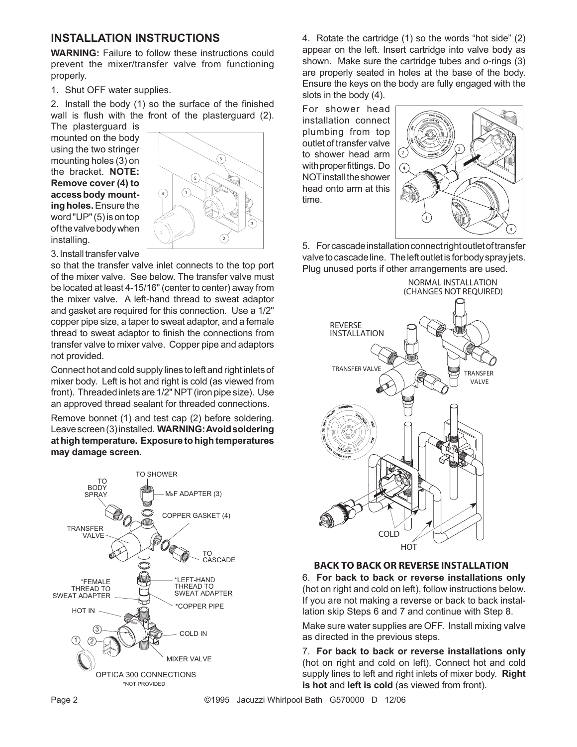## INSTALLATION INSTRUCTIONS

**WARNING:** Failure to follow these instructions could prevent the mixer/transfer valve from functioning properly.

1. Shut OFF water supplies.

2. Install the body (1) so the surface of the finished wall is flush with the front of the plasterguard (2). The plasterguard is mounted on the body using the two stringer mounting holes (3) on the bracket. **NOTE: Remove cover (4) to access body mounting holes.** Ensure the word "UP" (5) is on top of the valve body when installing.

3. Install transfer valve so that the transfer valve inlet connects to the top port of the mixer valve. See below. The transfer valve must be located at least 4-15/16" (center to center) away from the mixer valve. A left-hand thread to sweat adaptor and gasket are required for this connection. Use a 1/2" copper pipe size, a taper to sweat adaptor, and a female thread to sweat adaptor to finish the connections from transfer valve to mixer valve. Copper pipe and adaptors not provided.

Connect hot and cold supply lines to left and right inlets of mixer body. Left is hot and right is cold (as viewed from front). Threaded inlets are 1/2" NPT (iron pipe size). Use an approved thread sealant for threaded connections.

Remove bonnet (1) and test cap (2) before soldering. Leave screen (3) installed. **WARNING: Avoid soldering at high temperature. Exposure to high temperatures may damage screen.**

TO SHOWER
TO BODY SPRAY
MxF ADAPTER (3)
COPPER GASKET (4)
TRANSFER VALVE
TO CASCADE
*FEMALE THREAD TO SWEAT ADAPTER
*LEFT-HAND THREAD TO SWEAT ADAPTER
*COPPER PIPE
HOT IN
COLD IN
MIXER VALVE

OPTICA 300 CONNECTIONS
*NOT PROVIDED

4. Rotate the cartridge (1) so the words "hot side" (2) appear on the left. Insert cartridge into valve body as shown. Make sure the cartridge tubes and o-rings (3) are properly seated in holes at the base of the body. Ensure the keys on the body are fully engaged with the slots in the body (4).

For shower head installation connect plumbing from top outlet of transfer valve to shower head arm with proper fittings. Do NOT install the shower head onto arm at this time.

5. For cascade installation connect right outlet of transfer valve to cascade line. The left outlet is for body spray jets. Plug unused ports if other arrangements are used.

NORMAL INSTALLATION (CHANGES NOT REQUIRED)
REVERSE INSTALLATION
TRANSFER VALVE
TRANSFER VALVE
COLD
HOT

### BACK TO BACK OR REVERSE INSTALLATION

6. **For back to back or reverse installations only** (hot on right and cold on left), follow instructions below. If you are not making a reverse or back to back installation skip Steps 6 and 7 and continue with Step 8.

Make sure water supplies are OFF. Install mixing valve as directed in the previous steps.

7. **For back to back or reverse installations only** (hot on right and cold on left). Connect hot and cold supply lines to left and right inlets of mixer body. **Right is hot** and **left is cold** (as viewed from front).

©1995 Jacuzzi Whirlpool Bath G570000 D 12/06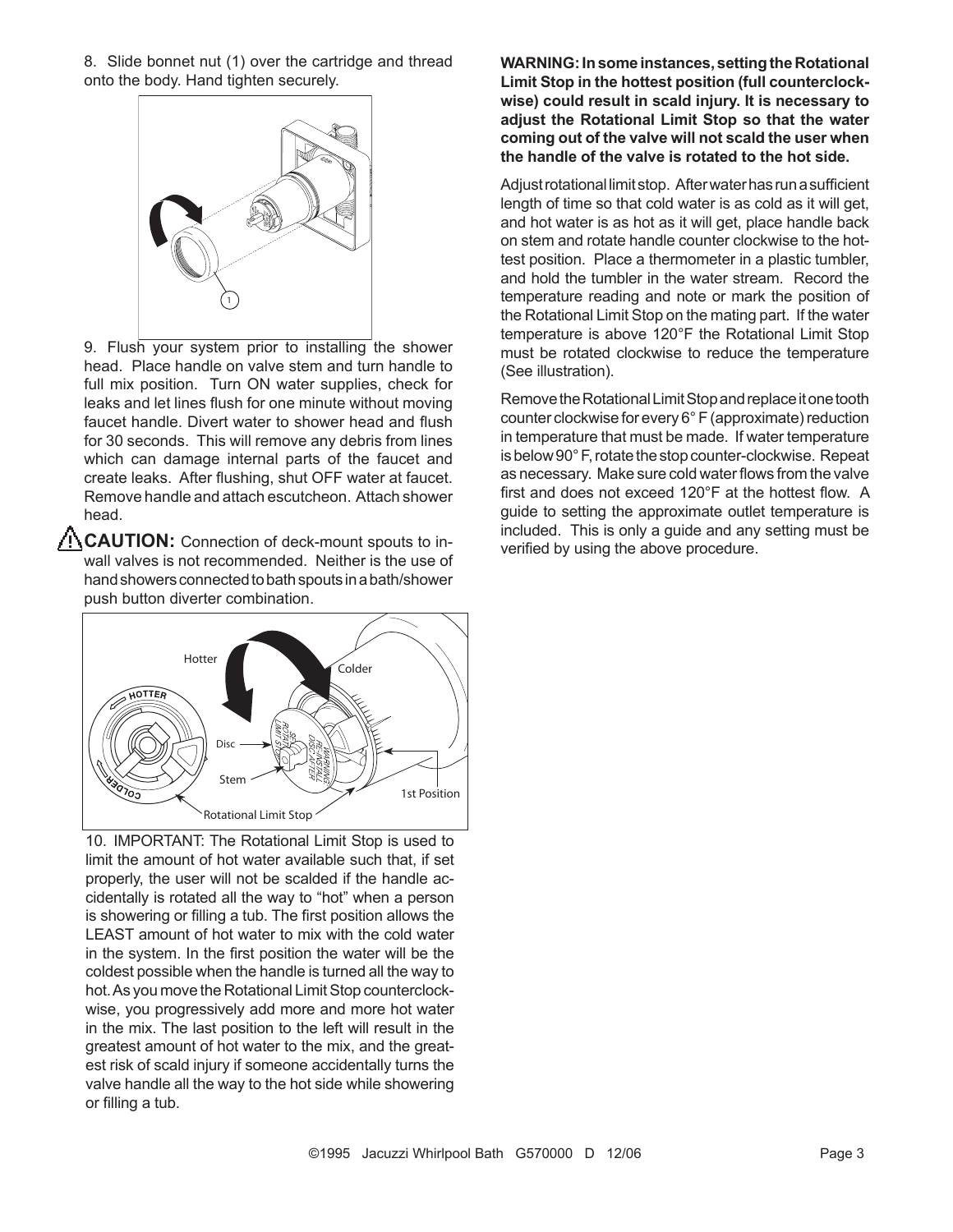8. Slide bonnet nut (1) over the cartridge and thread onto the body. Hand tighten securely.

9. Flush your system prior to installing the shower head. Place handle on valve stem and turn handle to full mix position. Turn ON water supplies, check for leaks and let lines flush for one minute without moving faucet handle. Divert water to shower head and flush for 30 seconds. This will remove any debris from lines which can damage internal parts of the faucet and create leaks. After flushing, shut OFF water at faucet. Remove handle and attach escutcheon. Attach shower head.

⚠ **CAUTION:** Connection of deck-mount spouts to in-wall valves is not recommended. Neither is the use of hand showers connected to bath spouts in a bath/shower push button diverter combination.

10. IMPORTANT: The Rotational Limit Stop is used to limit the amount of hot water available such that, if set properly, the user will not be scalded if the handle accidentally is rotated all the way to "hot" when a person is showering or filling a tub. The first position allows the LEAST amount of hot water to mix with the cold water in the system. In the first position the water will be the coldest possible when the handle is turned all the way to hot. As you move the Rotational Limit Stop counterclockwise, you progressively add more and more hot water in the mix. The last position to the left will result in the greatest amount of hot water to the mix, and the greatest risk of scald injury if someone accidentally turns the valve handle all the way to the hot side while showering or filling a tub.

**WARNING: In some instances, setting the Rotational Limit Stop in the hottest position (full counterclockwise) could result in scald injury. It is necessary to adjust the Rotational Limit Stop so that the water coming out of the valve will not scald the user when the handle of the valve is rotated to the hot side.**

Adjust rotational limit stop. After water has run a sufficient length of time so that cold water is as cold as it will get, and hot water is as hot as it will get, place handle back on stem and rotate handle counter clockwise to the hottest position. Place a thermometer in a plastic tumbler, and hold the tumbler in the water stream. Record the temperature reading and note or mark the position of the Rotational Limit Stop on the mating part. If the water temperature is above 120°F the Rotational Limit Stop must be rotated clockwise to reduce the temperature (See illustration).

Remove the Rotational Limit Stop and replace it one tooth counter clockwise for every 6° F (approximate) reduction in temperature that must be made. If water temperature is below 90° F, rotate the stop counter-clockwise. Repeat as necessary. Make sure cold water flows from the valve first and does not exceed 120°F at the hottest flow. A guide to setting the approximate outlet temperature is included. This is only a guide and any setting must be verified by using the above procedure.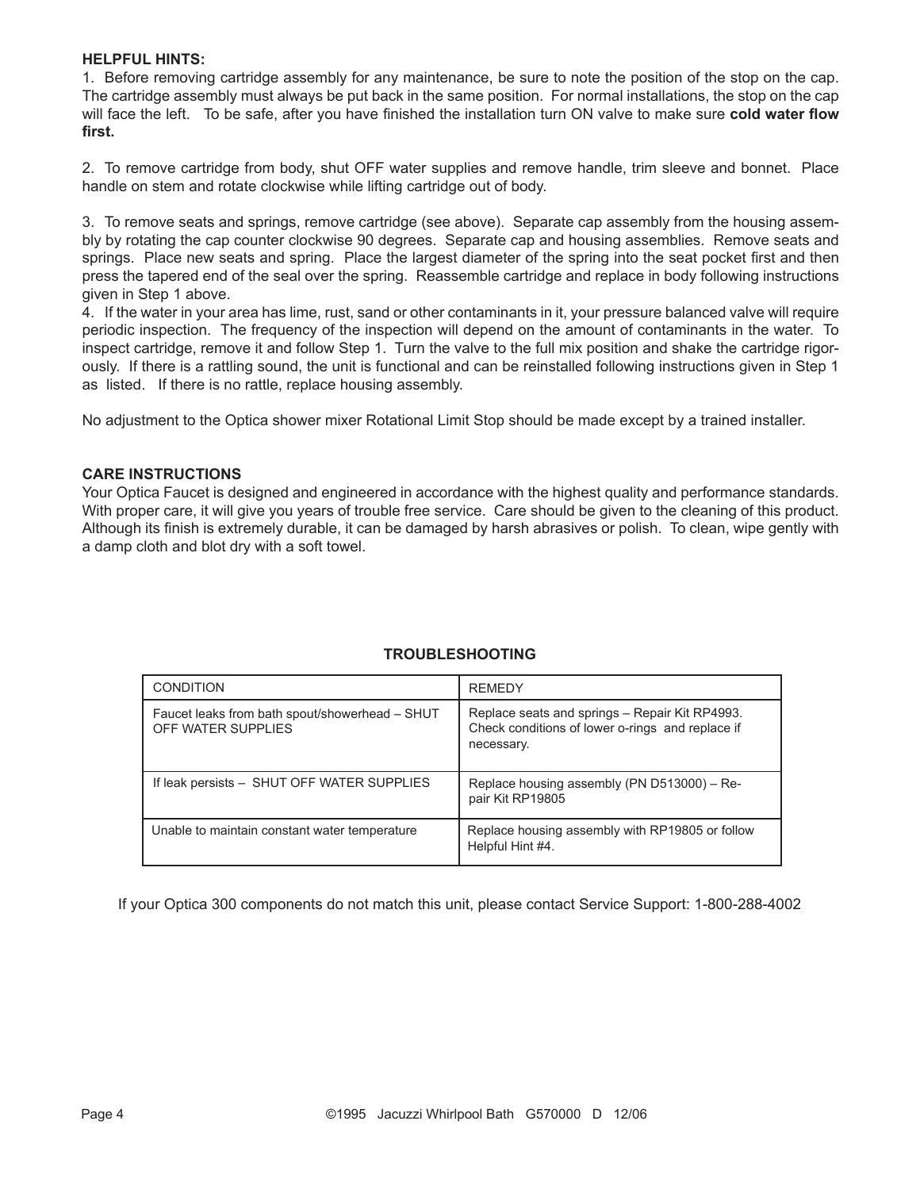**HELPFUL HINTS:**

1. Before removing cartridge assembly for any maintenance, be sure to note the position of the stop on the cap. The cartridge assembly must always be put back in the same position. For normal installations, the stop on the cap will face the left. To be safe, after you have finished the installation turn ON valve to make sure **cold water flow first.**

2. To remove cartridge from body, shut OFF water supplies and remove handle, trim sleeve and bonnet. Place handle on stem and rotate clockwise while lifting cartridge out of body.

3. To remove seats and springs, remove cartridge (see above). Separate cap assembly from the housing assembly by rotating the cap counter clockwise 90 degrees. Separate cap and housing assemblies. Remove seats and springs. Place new seats and spring. Place the largest diameter of the spring into the seat pocket first and then press the tapered end of the seal over the spring. Reassemble cartridge and replace in body following instructions given in Step 1 above.

4. If the water in your area has lime, rust, sand or other contaminants in it, your pressure balanced valve will require periodic inspection. The frequency of the inspection will depend on the amount of contaminants in the water. To inspect cartridge, remove it and follow Step 1. Turn the valve to the full mix position and shake the cartridge rigorously. If there is a rattling sound, the unit is functional and can be reinstalled following instructions given in Step 1 as listed. If there is no rattle, replace housing assembly.

No adjustment to the Optica shower mixer Rotational Limit Stop should be made except by a trained installer.

**CARE INSTRUCTIONS**

Your Optica Faucet is designed and engineered in accordance with the highest quality and performance standards. With proper care, it will give you years of trouble free service. Care should be given to the cleaning of this product. Although its finish is extremely durable, it can be damaged by harsh abrasives or polish. To clean, wipe gently with a damp cloth and blot dry with a soft towel.

**TROUBLESHOOTING**

| CONDITION | REMEDY |
|---|---|
| Faucet leaks from bath spout/showerhead – SHUT OFF WATER SUPPLIES | Replace seats and springs – Repair Kit RP4993. Check conditions of lower o-rings and replace if necessary. |
| If leak persists – SHUT OFF WATER SUPPLIES | Replace housing assembly (PN D513000) – Repair Kit RP19805 |
| Unable to maintain constant water temperature | Replace housing assembly with RP19805 or follow Helpful Hint #4. |

If your Optica 300 components do not match this unit, please contact Service Support: 1-800-288-4002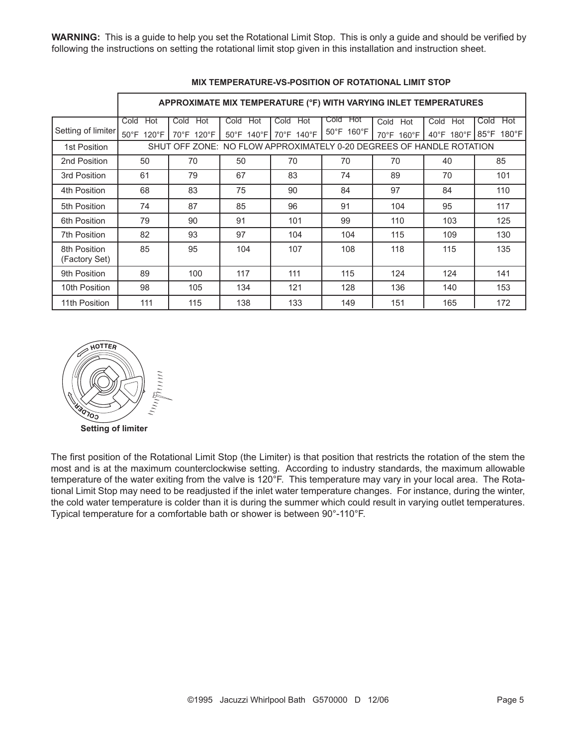**WARNING:** This is a guide to help you set the Rotational Limit Stop. This is only a guide and should be verified by following the instructions on setting the rotational limit stop given in this installation and instruction sheet.

**MIX TEMPERATURE-VS-POSITION OF ROTATIONAL LIMIT STOP**

| | APPROXIMATE MIX TEMPERATURE (°F) WITH VARYING INLET TEMPERATURES | | | | | | | |
|---|---|---|---|---|---|---|---|---|
| Setting of limiter | Cold Hot 50°F 120°F | Cold Hot 70°F 120°F | Cold Hot 50°F 140°F | Cold Hot 70°F 140°F | Cold Hot 50°F 160°F | Cold Hot 70°F 160°F | Cold Hot 40°F 180°F | Cold Hot 85°F 180°F |
| 1st Position | SHUT OFF ZONE: NO FLOW APPROXIMATELY 0-20 DEGREES OF HANDLE ROTATION | | | | | | | |
| 2nd Position | 50 | 70 | 50 | 70 | 70 | 70 | 40 | 85 |
| 3rd Position | 61 | 79 | 67 | 83 | 74 | 89 | 70 | 101 |
| 4th Position | 68 | 83 | 75 | 90 | 84 | 97 | 84 | 110 |
| 5th Position | 74 | 87 | 85 | 96 | 91 | 104 | 95 | 117 |
| 6th Position | 79 | 90 | 91 | 101 | 99 | 110 | 103 | 125 |
| 7th Position | 82 | 93 | 97 | 104 | 104 | 115 | 109 | 130 |
| 8th Position (Factory Set) | 85 | 95 | 104 | 107 | 108 | 118 | 115 | 135 |
| 9th Position | 89 | 100 | 117 | 111 | 115 | 124 | 124 | 141 |
| 10th Position | 98 | 105 | 134 | 121 | 128 | 136 | 140 | 153 |
| 11th Position | 111 | 115 | 138 | 133 | 149 | 151 | 165 | 172 |

HOTTER

COLDER

**Setting of limiter**

The first position of the Rotational Limit Stop (the Limiter) is that position that restricts the rotation of the stem the most and is at the maximum counterclockwise setting. According to industry standards, the maximum allowable temperature of the water exiting from the valve is 120°F. This temperature may vary in your local area. The Rotational Limit Stop may need to be readjusted if the inlet water temperature changes. For instance, during the winter, the cold water temperature is colder than it is during the summer which could result in varying outlet temperatures. Typical temperature for a comfortable bath or shower is between 90°-110°F.

©1995 Jacuzzi Whirlpool Bath G570000 D 12/06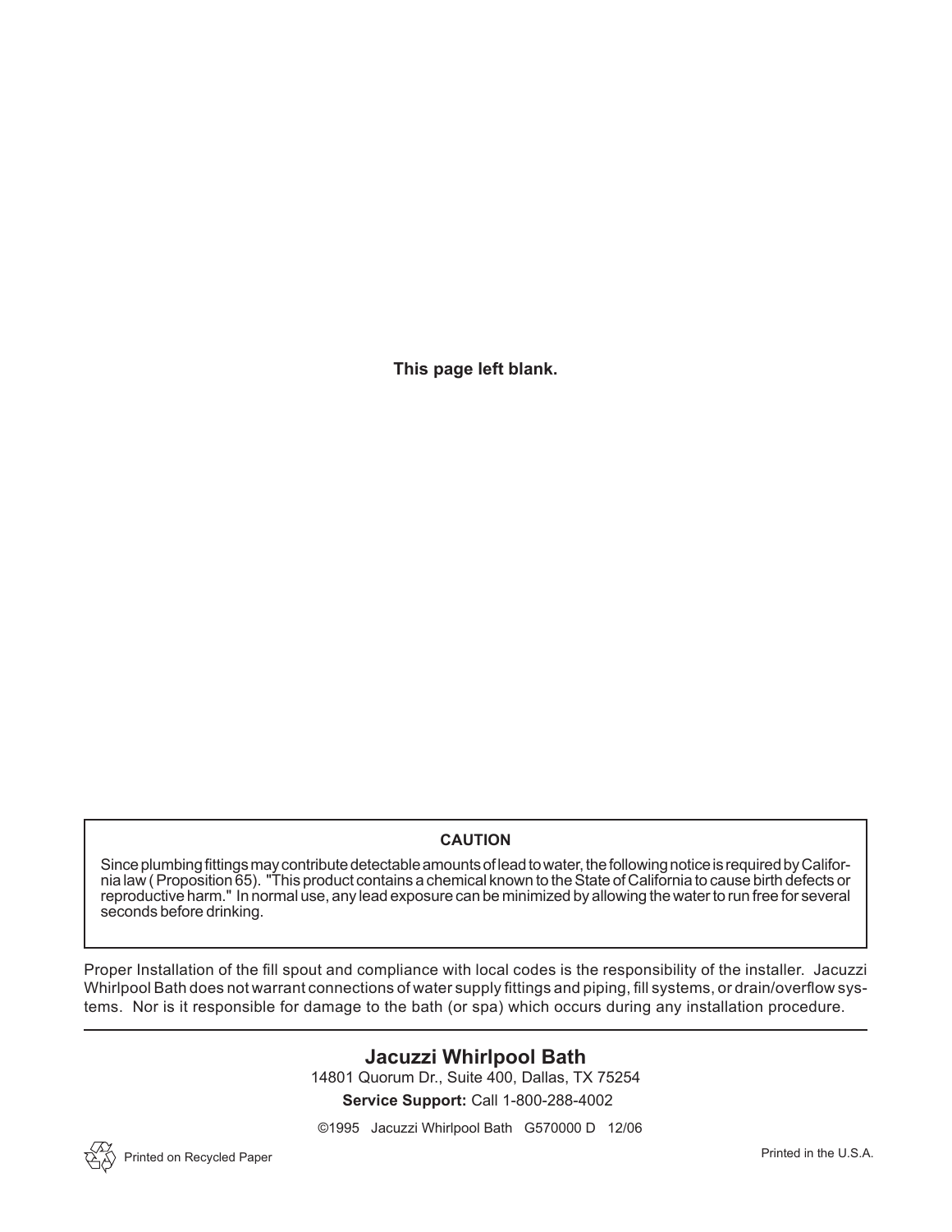**This page left blank.**

**CAUTION**

Since plumbing fittings may contribute detectable amounts of lead to water, the following notice is required by California law ( Proposition 65). "This product contains a chemical known to the State of California to cause birth defects or reproductive harm." In normal use, any lead exposure can be minimized by allowing the water to run free for several seconds before drinking.

Proper Installation of the fill spout and compliance with local codes is the responsibility of the installer. Jacuzzi Whirlpool Bath does not warrant connections of water supply fittings and piping, fill systems, or drain/overflow systems. Nor is it responsible for damage to the bath (or spa) which occurs during any installation procedure.

---

## Jacuzzi Whirlpool Bath

14801 Quorum Dr., Suite 400, Dallas, TX 75254

**Service Support:** Call 1-800-288-4002

©1995 Jacuzzi Whirlpool Bath G570000 D 12/06

Printed on Recycled Paper

Printed in the U.S.A.